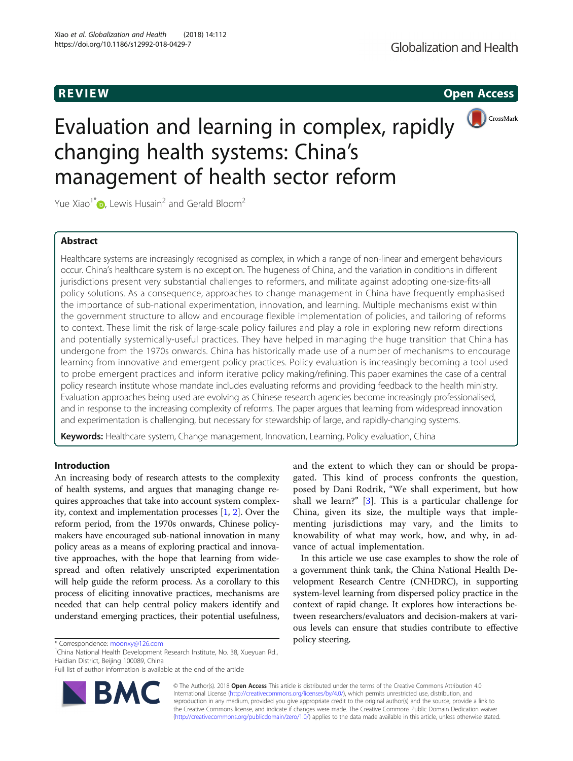REVIEW

Open Access

# Evaluation and learning in complex, rapidly changing health systems: China's management of health sector reform

Yue Xiao[1*], Lewis Husain[2] and Gerald Bloom[2]

## Abstract

Healthcare systems are increasingly recognised as complex, in which a range of non-linear and emergent behaviours occur. China's healthcare system is no exception. The hugeness of China, and the variation in conditions in different jurisdictions present very substantial challenges to reformers, and militate against adopting one-size-fits-all policy solutions. As a consequence, approaches to change management in China have frequently emphasised the importance of sub-national experimentation, innovation, and learning. Multiple mechanisms exist within the government structure to allow and encourage flexible implementation of policies, and tailoring of reforms to context. These limit the risk of large-scale policy failures and play a role in exploring new reform directions and potentially systemically-useful practices. They have helped in managing the huge transition that China has undergone from the 1970s onwards. China has historically made use of a number of mechanisms to encourage learning from innovative and emergent policy practices. Policy evaluation is increasingly becoming a tool used to probe emergent practices and inform iterative policy making/refining. This paper examines the case of a central policy research institute whose mandate includes evaluating reforms and providing feedback to the health ministry. Evaluation approaches being used are evolving as Chinese research agencies become increasingly professionalised, and in response to the increasing complexity of reforms. The paper argues that learning from widespread innovation and experimentation is challenging, but necessary for stewardship of large, and rapidly-changing systems.

**Keywords:** Healthcare system, Change management, Innovation, Learning, Policy evaluation, China

## Introduction

An increasing body of research attests to the complexity of health systems, and argues that managing change requires approaches that take into account system complexity, context and implementation processes [1, 2]. Over the reform period, from the 1970s onwards, Chinese policymakers have encouraged sub-national innovation in many policy areas as a means of exploring practical and innovative approaches, with the hope that learning from widespread and often relatively unscripted experimentation will help guide the reform process. As a corollary to this process of eliciting innovative practices, mechanisms are needed that can help central policy makers identify and understand emerging practices, their potential usefulness, and the extent to which they can or should be propagated. This kind of process confronts the question, posed by Dani Rodrik, "We shall experiment, but how shall we learn?" [3]. This is a particular challenge for China, given its size, the multiple ways that implementing jurisdictions may vary, and the limits to knowability of what may work, how, and why, in advance of actual implementation.

In this article we use case examples to show the role of a government think tank, the China National Health Development Research Centre (CNHDRC), in supporting system-level learning from dispersed policy practice in the context of rapid change. It explores how interactions between researchers/evaluators and decision-makers at various levels can ensure that studies contribute to effective policy steering.

* Correspondence: moonxy@126.com

[1]China National Health Development Research Institute, No. 38, Xueyuan Rd., Haidian District, Beijing 100089, China

Full list of author information is available at the end of the article

© The Author(s). 2018 **Open Access** This article is distributed under the terms of the Creative Commons Attribution 4.0 International License (http://creativecommons.org/licenses/by/4.0/), which permits unrestricted use, distribution, and reproduction in any medium, provided you give appropriate credit to the original author(s) and the source, provide a link to the Creative Commons license, and indicate if changes were made. The Creative Commons Public Domain Dedication waiver (http://creativecommons.org/publicdomain/zero/1.0/) applies to the data made available in this article, unless otherwise stated.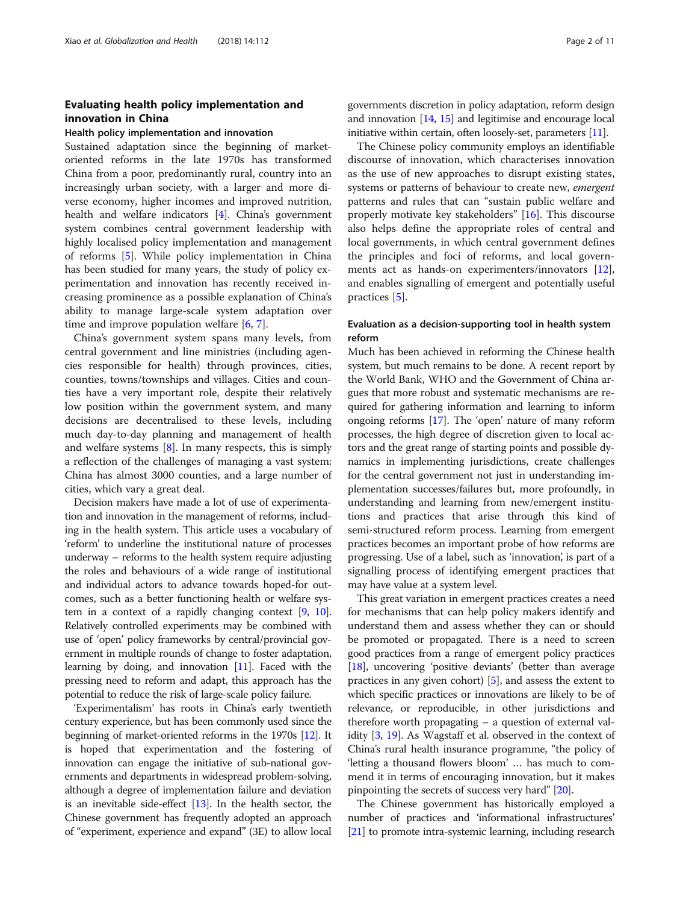## Evaluating health policy implementation and innovation in China

### Health policy implementation and innovation

Sustained adaptation since the beginning of market-oriented reforms in the late 1970s has transformed China from a poor, predominantly rural, country into an increasingly urban society, with a larger and more diverse economy, higher incomes and improved nutrition, health and welfare indicators [4]. China's government system combines central government leadership with highly localised policy implementation and management of reforms [5]. While policy implementation in China has been studied for many years, the study of policy experimentation and innovation has recently received increasing prominence as a possible explanation of China's ability to manage large-scale system adaptation over time and improve population welfare [6, 7].

China's government system spans many levels, from central government and line ministries (including agencies responsible for health) through provinces, cities, counties, towns/townships and villages. Cities and counties have a very important role, despite their relatively low position within the government system, and many decisions are decentralised to these levels, including much day-to-day planning and management of health and welfare systems [8]. In many respects, this is simply a reflection of the challenges of managing a vast system: China has almost 3000 counties, and a large number of cities, which vary a great deal.

Decision makers have made a lot of use of experimentation and innovation in the management of reforms, including in the health system. This article uses a vocabulary of 'reform' to underline the institutional nature of processes underway – reforms to the health system require adjusting the roles and behaviours of a wide range of institutional and individual actors to advance towards hoped-for outcomes, such as a better functioning health or welfare system in a context of a rapidly changing context [9, 10]. Relatively controlled experiments may be combined with use of 'open' policy frameworks by central/provincial government in multiple rounds of change to foster adaptation, learning by doing, and innovation [11]. Faced with the pressing need to reform and adapt, this approach has the potential to reduce the risk of large-scale policy failure.

'Experimentalism' has roots in China's early twentieth century experience, but has been commonly used since the beginning of market-oriented reforms in the 1970s [12]. It is hoped that experimentation and the fostering of innovation can engage the initiative of sub-national governments and departments in widespread problem-solving, although a degree of implementation failure and deviation is an inevitable side-effect [13]. In the health sector, the Chinese government has frequently adopted an approach of "experiment, experience and expand" (3E) to allow local governments discretion in policy adaptation, reform design and innovation [14, 15] and legitimise and encourage local initiative within certain, often loosely-set, parameters [11].

The Chinese policy community employs an identifiable discourse of innovation, which characterises innovation as the use of new approaches to disrupt existing states, systems or patterns of behaviour to create new, *emergent* patterns and rules that can "sustain public welfare and properly motivate key stakeholders" [16]. This discourse also helps define the appropriate roles of central and local governments, in which central government defines the principles and foci of reforms, and local governments act as hands-on experimenters/innovators [12], and enables signalling of emergent and potentially useful practices [5].

### Evaluation as a decision-supporting tool in health system reform

Much has been achieved in reforming the Chinese health system, but much remains to be done. A recent report by the World Bank, WHO and the Government of China argues that more robust and systematic mechanisms are required for gathering information and learning to inform ongoing reforms [17]. The 'open' nature of many reform processes, the high degree of discretion given to local actors and the great range of starting points and possible dynamics in implementing jurisdictions, create challenges for the central government not just in understanding implementation successes/failures but, more profoundly, in understanding and learning from new/emergent institutions and practices that arise through this kind of semi-structured reform process. Learning from emergent practices becomes an important probe of how reforms are progressing. Use of a label, such as 'innovation,' is part of a signalling process of identifying emergent practices that may have value at a system level.

This great variation in emergent practices creates a need for mechanisms that can help policy makers identify and understand them and assess whether they can or should be promoted or propagated. There is a need to screen good practices from a range of emergent policy practices [18], uncovering 'positive deviants' (better than average practices in any given cohort) [5], and assess the extent to which specific practices or innovations are likely to be of relevance, or reproducible, in other jurisdictions and therefore worth propagating – a question of external validity [3, 19]. As Wagstaff et al. observed in the context of China's rural health insurance programme, "the policy of 'letting a thousand flowers bloom' … has much to commend it in terms of encouraging innovation, but it makes pinpointing the secrets of success very hard" [20].

The Chinese government has historically employed a number of practices and 'informational infrastructures' [21] to promote intra-systemic learning, including research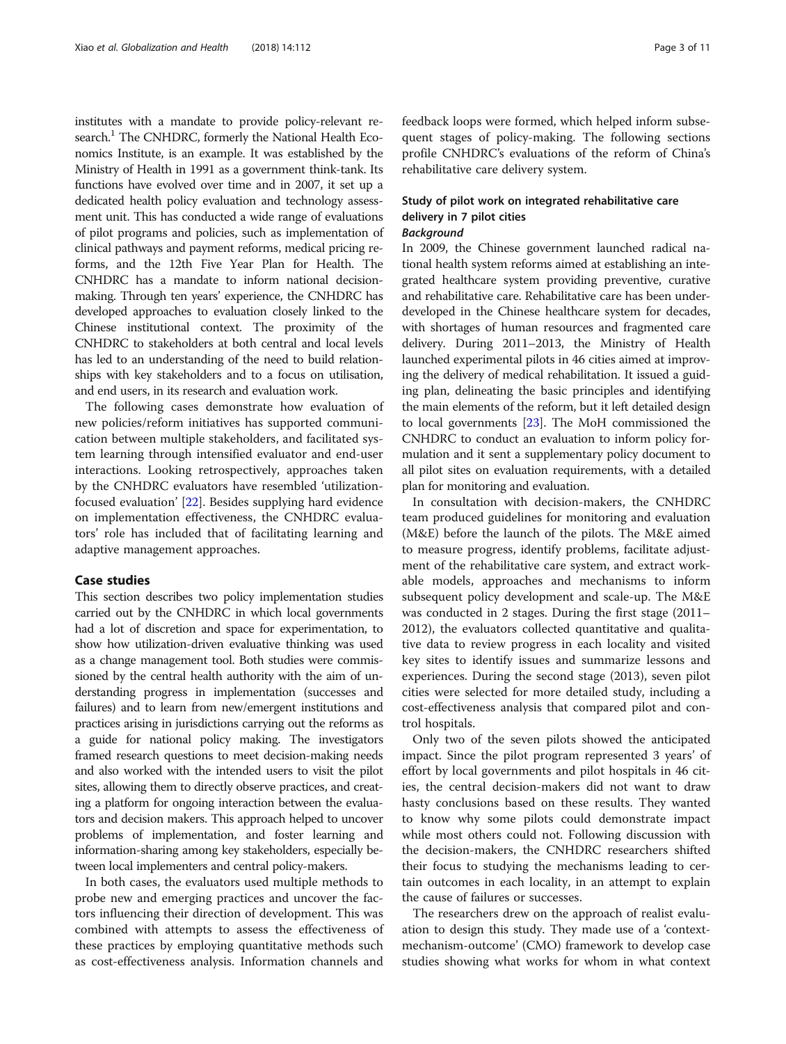institutes with a mandate to provide policy-relevant research.[1] The CNHDRC, formerly the National Health Economics Institute, is an example. It was established by the Ministry of Health in 1991 as a government think-tank. Its functions have evolved over time and in 2007, it set up a dedicated health policy evaluation and technology assessment unit. This has conducted a wide range of evaluations of pilot programs and policies, such as implementation of clinical pathways and payment reforms, medical pricing reforms, and the 12th Five Year Plan for Health. The CNHDRC has a mandate to inform national decision-making. Through ten years' experience, the CNHDRC has developed approaches to evaluation closely linked to the Chinese institutional context. The proximity of the CNHDRC to stakeholders at both central and local levels has led to an understanding of the need to build relationships with key stakeholders and to a focus on utilisation, and end users, in its research and evaluation work.

The following cases demonstrate how evaluation of new policies/reform initiatives has supported communication between multiple stakeholders, and facilitated system learning through intensified evaluator and end-user interactions. Looking retrospectively, approaches taken by the CNHDRC evaluators have resembled 'utilization-focused evaluation' [22]. Besides supplying hard evidence on implementation effectiveness, the CNHDRC evaluators' role has included that of facilitating learning and adaptive management approaches.

## Case studies

This section describes two policy implementation studies carried out by the CNHDRC in which local governments had a lot of discretion and space for experimentation, to show how utilization-driven evaluative thinking was used as a change management tool. Both studies were commissioned by the central health authority with the aim of understanding progress in implementation (successes and failures) and to learn from new/emergent institutions and practices arising in jurisdictions carrying out the reforms as a guide for national policy making. The investigators framed research questions to meet decision-making needs and also worked with the intended users to visit the pilot sites, allowing them to directly observe practices, and creating a platform for ongoing interaction between the evaluators and decision makers. This approach helped to uncover problems of implementation, and foster learning and information-sharing among key stakeholders, especially between local implementers and central policy-makers.

In both cases, the evaluators used multiple methods to probe new and emerging practices and uncover the factors influencing their direction of development. This was combined with attempts to assess the effectiveness of these practices by employing quantitative methods such as cost-effectiveness analysis. Information channels and feedback loops were formed, which helped inform subsequent stages of policy-making. The following sections profile CNHDRC's evaluations of the reform of China's rehabilitative care delivery system.

### Study of pilot work on integrated rehabilitative care delivery in 7 pilot cities

#### *Background*

In 2009, the Chinese government launched radical national health system reforms aimed at establishing an integrated healthcare system providing preventive, curative and rehabilitative care. Rehabilitative care has been underdeveloped in the Chinese healthcare system for decades, with shortages of human resources and fragmented care delivery. During 2011–2013, the Ministry of Health launched experimental pilots in 46 cities aimed at improving the delivery of medical rehabilitation. It issued a guiding plan, delineating the basic principles and identifying the main elements of the reform, but it left detailed design to local governments [23]. The MoH commissioned the CNHDRC to conduct an evaluation to inform policy formulation and it sent a supplementary policy document to all pilot sites on evaluation requirements, with a detailed plan for monitoring and evaluation.

In consultation with decision-makers, the CNHDRC team produced guidelines for monitoring and evaluation (M&E) before the launch of the pilots. The M&E aimed to measure progress, identify problems, facilitate adjustment of the rehabilitative care system, and extract workable models, approaches and mechanisms to inform subsequent policy development and scale-up. The M&E was conducted in 2 stages. During the first stage (2011–2012), the evaluators collected quantitative and qualitative data to review progress in each locality and visited key sites to identify issues and summarize lessons and experiences. During the second stage (2013), seven pilot cities were selected for more detailed study, including a cost-effectiveness analysis that compared pilot and control hospitals.

Only two of the seven pilots showed the anticipated impact. Since the pilot program represented 3 years' of effort by local governments and pilot hospitals in 46 cities, the central decision-makers did not want to draw hasty conclusions based on these results. They wanted to know why some pilots could demonstrate impact while most others could not. Following discussion with the decision-makers, the CNHDRC researchers shifted their focus to studying the mechanisms leading to certain outcomes in each locality, in an attempt to explain the cause of failures or successes.

The researchers drew on the approach of realist evaluation to design this study. They made use of a 'context-mechanism-outcome' (CMO) framework to develop case studies showing what works for whom in what context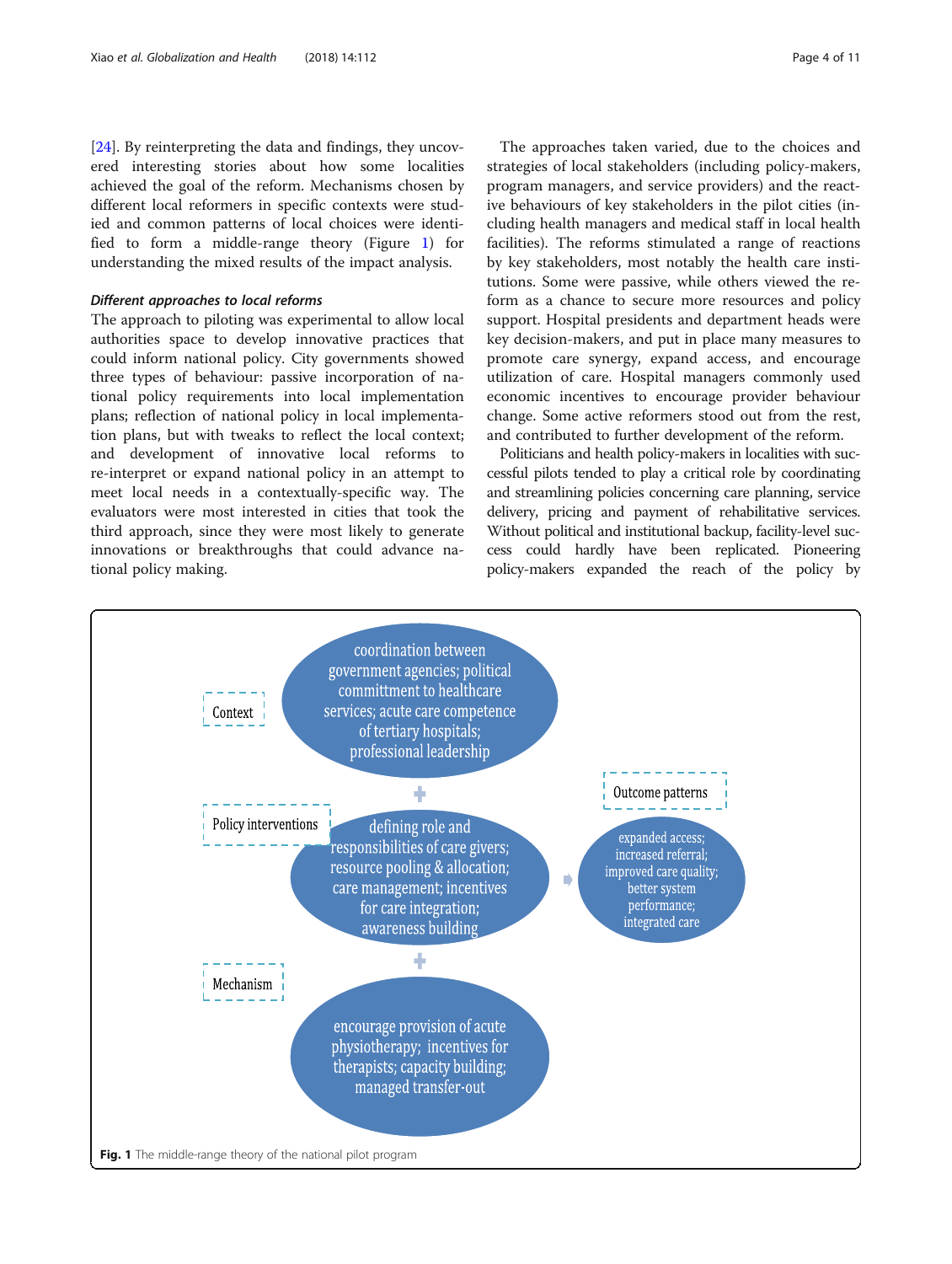[24]. By reinterpreting the data and findings, they uncovered interesting stories about how some localities achieved the goal of the reform. Mechanisms chosen by different local reformers in specific contexts were studied and common patterns of local choices were identified to form a middle-range theory (Figure 1) for understanding the mixed results of the impact analysis.

### *Different approaches to local reforms*

The approach to piloting was experimental to allow local authorities space to develop innovative practices that could inform national policy. City governments showed three types of behaviour: passive incorporation of national policy requirements into local implementation plans; reflection of national policy in local implementation plans, but with tweaks to reflect the local context; and development of innovative local reforms to re-interpret or expand national policy in an attempt to meet local needs in a contextually-specific way. The evaluators were most interested in cities that took the third approach, since they were most likely to generate innovations or breakthroughs that could advance national policy making.

The approaches taken varied, due to the choices and strategies of local stakeholders (including policy-makers, program managers, and service providers) and the reactive behaviours of key stakeholders in the pilot cities (including health managers and medical staff in local health facilities). The reforms stimulated a range of reactions by key stakeholders, most notably the health care institutions. Some were passive, while others viewed the reform as a chance to secure more resources and policy support. Hospital presidents and department heads were key decision-makers, and put in place many measures to promote care synergy, expand access, and encourage utilization of care. Hospital managers commonly used economic incentives to encourage provider behaviour change. Some active reformers stood out from the rest, and contributed to further development of the reform.

Politicians and health policy-makers in localities with successful pilots tended to play a critical role by coordinating and streamlining policies concerning care planning, service delivery, pricing and payment of rehabilitative services. Without political and institutional backup, facility-level success could hardly have been replicated. Pioneering policy-makers expanded the reach of the policy by

Context: coordination between government agencies; political committment to healthcare services; acute care competence of tertiary hospitals; professional leadership

+

Policy interventions: defining role and responsibilities of care givers; resource pooling & allocation; care management; incentives for care integration; awareness building

+

Mechanism: encourage provision of acute physiotherapy; incentives for therapists; capacity building; managed transfer-out

→ Outcome patterns: expanded access; increased referral; improved care quality; better system performance; integrated care

**Fig. 1** The middle-range theory of the national pilot program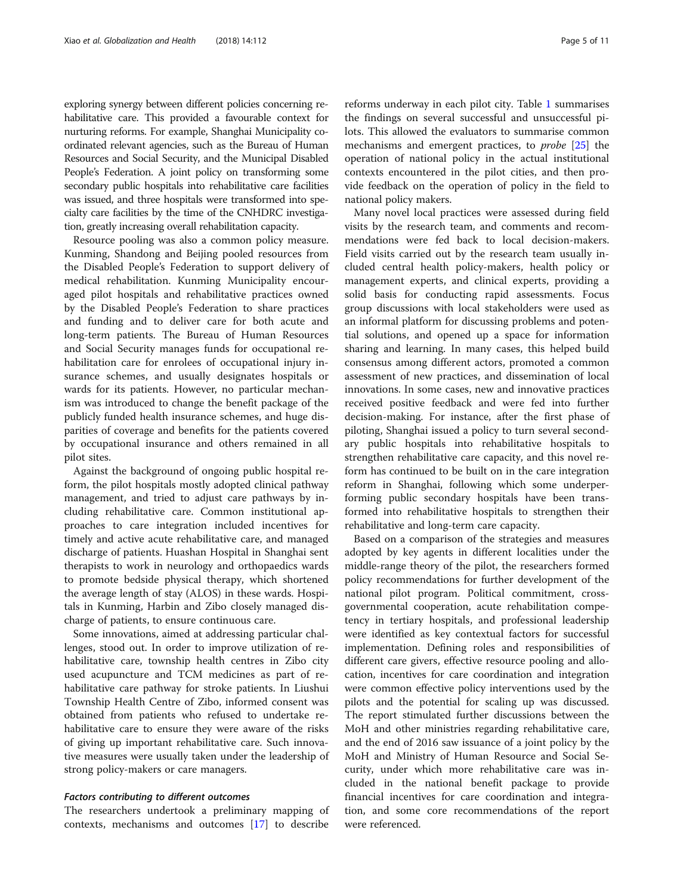exploring synergy between different policies concerning rehabilitative care. This provided a favourable context for nurturing reforms. For example, Shanghai Municipality coordinated relevant agencies, such as the Bureau of Human Resources and Social Security, and the Municipal Disabled People's Federation. A joint policy on transforming some secondary public hospitals into rehabilitative care facilities was issued, and three hospitals were transformed into specialty care facilities by the time of the CNHDRC investigation, greatly increasing overall rehabilitation capacity.

Resource pooling was also a common policy measure. Kunming, Shandong and Beijing pooled resources from the Disabled People's Federation to support delivery of medical rehabilitation. Kunming Municipality encouraged pilot hospitals and rehabilitative practices owned by the Disabled People's Federation to share practices and funding and to deliver care for both acute and long-term patients. The Bureau of Human Resources and Social Security manages funds for occupational rehabilitation care for enrolees of occupational injury insurance schemes, and usually designates hospitals or wards for its patients. However, no particular mechanism was introduced to change the benefit package of the publicly funded health insurance schemes, and huge disparities of coverage and benefits for the patients covered by occupational insurance and others remained in all pilot sites.

Against the background of ongoing public hospital reform, the pilot hospitals mostly adopted clinical pathway management, and tried to adjust care pathways by including rehabilitative care. Common institutional approaches to care integration included incentives for timely and active acute rehabilitative care, and managed discharge of patients. Huashan Hospital in Shanghai sent therapists to work in neurology and orthopaedics wards to promote bedside physical therapy, which shortened the average length of stay (ALOS) in these wards. Hospitals in Kunming, Harbin and Zibo closely managed discharge of patients, to ensure continuous care.

Some innovations, aimed at addressing particular challenges, stood out. In order to improve utilization of rehabilitative care, township health centres in Zibo city used acupuncture and TCM medicines as part of rehabilitative care pathway for stroke patients. In Liushui Township Health Centre of Zibo, informed consent was obtained from patients who refused to undertake rehabilitative care to ensure they were aware of the risks of giving up important rehabilitative care. Such innovative measures were usually taken under the leadership of strong policy-makers or care managers.

#### *Factors contributing to different outcomes*

The researchers undertook a preliminary mapping of contexts, mechanisms and outcomes [17] to describe reforms underway in each pilot city. Table 1 summarises the findings on several successful and unsuccessful pilots. This allowed the evaluators to summarise common mechanisms and emergent practices, to *probe* [25] the operation of national policy in the actual institutional contexts encountered in the pilot cities, and then provide feedback on the operation of policy in the field to national policy makers.

Many novel local practices were assessed during field visits by the research team, and comments and recommendations were fed back to local decision-makers. Field visits carried out by the research team usually included central health policy-makers, health policy or management experts, and clinical experts, providing a solid basis for conducting rapid assessments. Focus group discussions with local stakeholders were used as an informal platform for discussing problems and potential solutions, and opened up a space for information sharing and learning. In many cases, this helped build consensus among different actors, promoted a common assessment of new practices, and dissemination of local innovations. In some cases, new and innovative practices received positive feedback and were fed into further decision-making. For instance, after the first phase of piloting, Shanghai issued a policy to turn several secondary public hospitals into rehabilitative hospitals to strengthen rehabilitative care capacity, and this novel reform has continued to be built on in the care integration reform in Shanghai, following which some underperforming public secondary hospitals have been transformed into rehabilitative hospitals to strengthen their rehabilitative and long-term care capacity.

Based on a comparison of the strategies and measures adopted by key agents in different localities under the middle-range theory of the pilot, the researchers formed policy recommendations for further development of the national pilot program. Political commitment, cross-governmental cooperation, acute rehabilitation competency in tertiary hospitals, and professional leadership were identified as key contextual factors for successful implementation. Defining roles and responsibilities of different care givers, effective resource pooling and allocation, incentives for care coordination and integration were common effective policy interventions used by the pilots and the potential for scaling up was discussed. The report stimulated further discussions between the MoH and other ministries regarding rehabilitative care, and the end of 2016 saw issuance of a joint policy by the MoH and Ministry of Human Resource and Social Security, under which more rehabilitative care was included in the national benefit package to provide financial incentives for care coordination and integration, and some core recommendations of the report were referenced.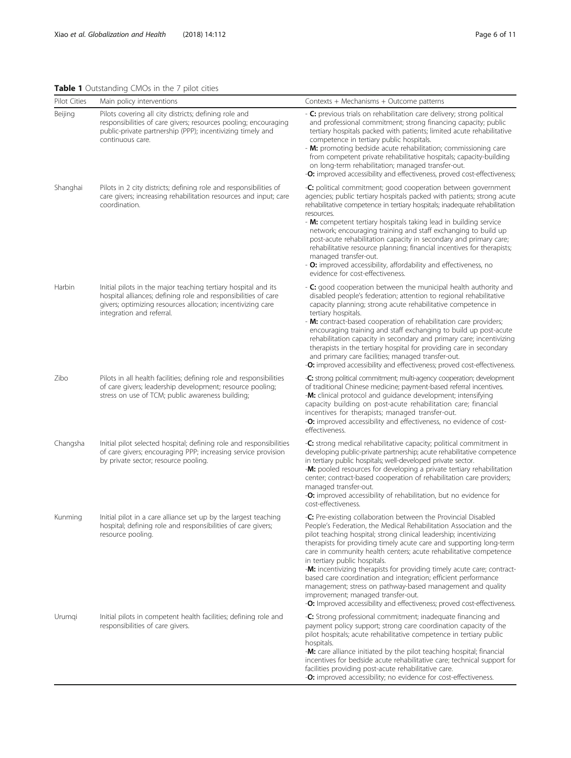**Table 1** Outstanding CMOs in the 7 pilot cities

| Pilot Cities | Main policy interventions | Contexts + Mechanisms + Outcome patterns |
| --- | --- | --- |
| Beijing | Pilots covering all city districts; defining role and responsibilities of care givers; resources pooling; encouraging public-private partnership (PPP); incentivizing timely and continuous care. | - **C:** previous trials on rehabilitation care delivery; strong political and professional commitment; strong financing capacity; public tertiary hospitals packed with patients; limited acute rehabilitative competence in tertiary public hospitals.<br>- **M:** promoting bedside acute rehabilitation; commissioning care from competent private rehabilitative hospitals; capacity-building on long-term rehabilitation; managed transfer-out.<br>-**O:** improved accessibility and effectiveness, proved cost-effectiveness; |
| Shanghai | Pilots in 2 city districts; defining role and responsibilities of care givers; increasing rehabilitation resources and input; care coordination. | -**C:** political commitment; good cooperation between government agencies; public tertiary hospitals packed with patients; strong acute rehabilitative competence in tertiary hospitals; inadequate rehabilitation resources.<br>- **M:** competent tertiary hospitals taking lead in building service network; encouraging training and staff exchanging to build up post-acute rehabilitation capacity in secondary and primary care; rehabilitative resource planning; financial incentives for therapists; managed transfer-out.<br>- **O:** improved accessibility, affordability and effectiveness, no evidence for cost-effectiveness. |
| Harbin | Initial pilots in the major teaching tertiary hospital and its hospital alliances; defining role and responsibilities of care givers; optimizing resources allocation; incentivizing care integration and referral. | - **C:** good cooperation between the municipal health authority and disabled people's federation; attention to regional rehabilitative capacity planning; strong acute rehabilitative competence in tertiary hospitals.<br>- **M:** contract-based cooperation of rehabilitation care providers; encouraging training and staff exchanging to build up post-acute rehabilitation capacity in secondary and primary care; incentivizing therapists in the tertiary hospital for providing care in secondary and primary care facilities; managed transfer-out.<br>-**O:** improved accessibility and effectiveness; proved cost-effectiveness. |
| Zibo | Pilots in all health facilities; defining role and responsibilities of care givers; leadership development; resource pooling; stress on use of TCM; public awareness building; | -**C:** strong political commitment; multi-agency cooperation; development of traditional Chinese medicine; payment-based referral incentives.<br>-**M:** clinical protocol and guidance development; intensifying capacity building on post-acute rehabilitation care; financial incentives for therapists; managed transfer-out.<br>-**O:** improved accessibility and effectiveness, no evidence of cost-effectiveness. |
| Changsha | Initial pilot selected hospital; defining role and responsibilities of care givers; encouraging PPP; increasing service provision by private sector; resource pooling. | -**C:** strong medical rehabilitative capacity; political commitment in developing public-private partnership; acute rehabilitative competence in tertiary public hospitals; well-developed private sector.<br>-**M:** pooled resources for developing a private tertiary rehabilitation center; contract-based cooperation of rehabilitation care providers; managed transfer-out.<br>-**O:** improved accessibility of rehabilitation, but no evidence for cost-effectiveness. |
| Kunming | Initial pilot in a care alliance set up by the largest teaching hospital; defining role and responsibilities of care givers; resource pooling. | -**C:** Pre-existing collaboration between the Provincial Disabled People's Federation, the Medical Rehabilitation Association and the pilot teaching hospital; strong clinical leadership; incentivizing therapists for providing timely acute care and supporting long-term care in community health centers; acute rehabilitative competence in tertiary public hospitals.<br>-**M:** incentivizing therapists for providing timely acute care; contract-based care coordination and integration; efficient performance management; stress on pathway-based management and quality improvement; managed transfer-out.<br>-**O:** Improved accessibility and effectiveness; proved cost-effectiveness. |
| Urumqi | Initial pilots in competent health facilities; defining role and responsibilities of care givers. | -**C:** Strong professional commitment; inadequate financing and payment policy support; strong care coordination capacity of the pilot hospitals; acute rehabilitative competence in tertiary public hospitals.<br>-**M:** care alliance initiated by the pilot teaching hospital; financial incentives for bedside acute rehabilitative care; technical support for facilities providing post-acute rehabilitative care.<br>-**O:** improved accessibility; no evidence for cost-effectiveness. |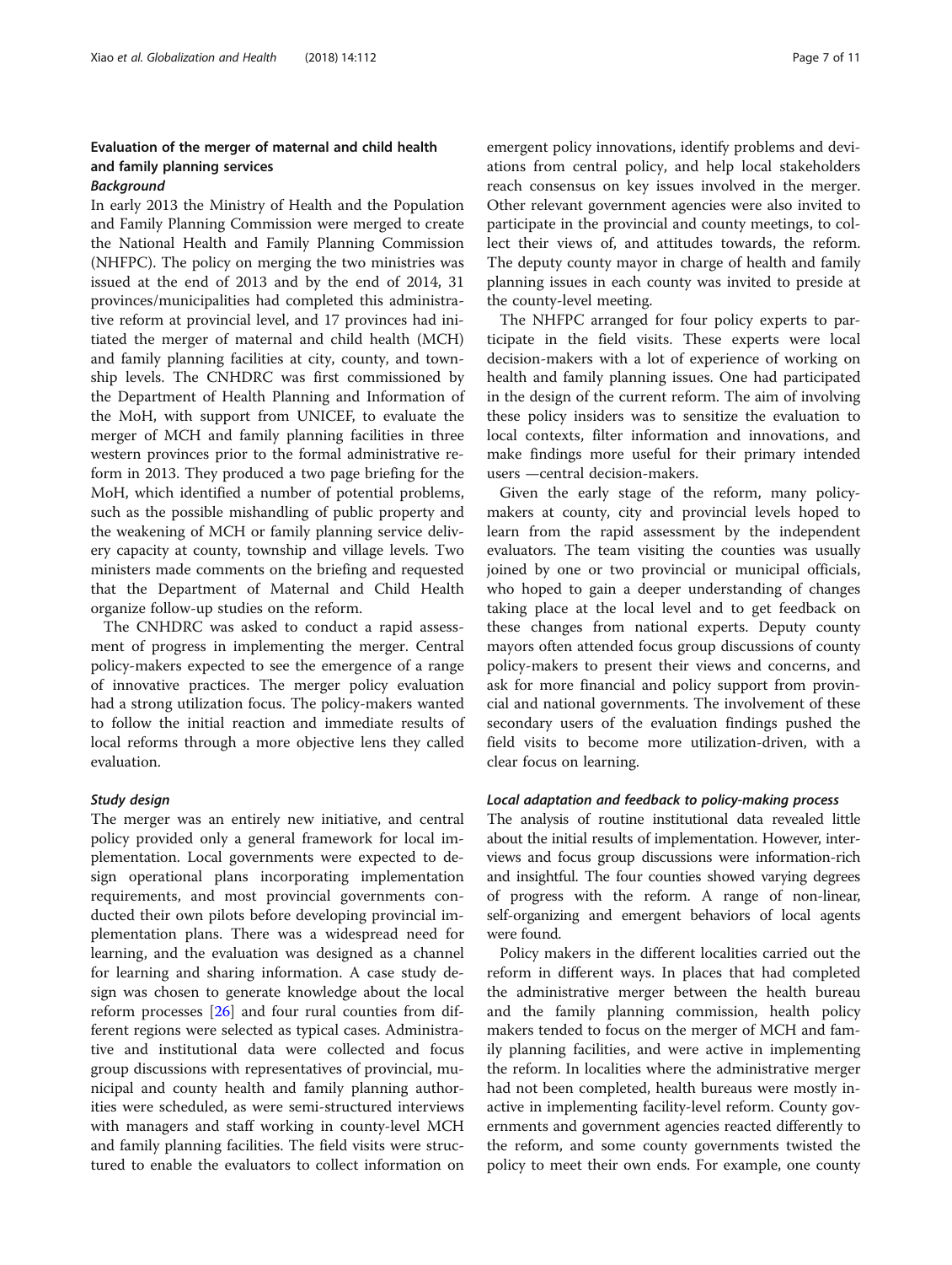## Evaluation of the merger of maternal and child health and family planning services

### *Background*

In early 2013 the Ministry of Health and the Population and Family Planning Commission were merged to create the National Health and Family Planning Commission (NHFPC). The policy on merging the two ministries was issued at the end of 2013 and by the end of 2014, 31 provinces/municipalities had completed this administrative reform at provincial level, and 17 provinces had initiated the merger of maternal and child health (MCH) and family planning facilities at city, county, and township levels. The CNHDRC was first commissioned by the Department of Health Planning and Information of the MoH, with support from UNICEF, to evaluate the merger of MCH and family planning facilities in three western provinces prior to the formal administrative reform in 2013. They produced a two page briefing for the MoH, which identified a number of potential problems, such as the possible mishandling of public property and the weakening of MCH or family planning service delivery capacity at county, township and village levels. Two ministers made comments on the briefing and requested that the Department of Maternal and Child Health organize follow-up studies on the reform.

The CNHDRC was asked to conduct a rapid assessment of progress in implementing the merger. Central policy-makers expected to see the emergence of a range of innovative practices. The merger policy evaluation had a strong utilization focus. The policy-makers wanted to follow the initial reaction and immediate results of local reforms through a more objective lens they called evaluation.

### *Study design*

The merger was an entirely new initiative, and central policy provided only a general framework for local implementation. Local governments were expected to design operational plans incorporating implementation requirements, and most provincial governments conducted their own pilots before developing provincial implementation plans. There was a widespread need for learning, and the evaluation was designed as a channel for learning and sharing information. A case study design was chosen to generate knowledge about the local reform processes [26] and four rural counties from different regions were selected as typical cases. Administrative and institutional data were collected and focus group discussions with representatives of provincial, municipal and county health and family planning authorities were scheduled, as were semi-structured interviews with managers and staff working in county-level MCH and family planning facilities. The field visits were structured to enable the evaluators to collect information on emergent policy innovations, identify problems and deviations from central policy, and help local stakeholders reach consensus on key issues involved in the merger. Other relevant government agencies were also invited to participate in the provincial and county meetings, to collect their views of, and attitudes towards, the reform. The deputy county mayor in charge of health and family planning issues in each county was invited to preside at the county-level meeting.

The NHFPC arranged for four policy experts to participate in the field visits. These experts were local decision-makers with a lot of experience of working on health and family planning issues. One had participated in the design of the current reform. The aim of involving these policy insiders was to sensitize the evaluation to local contexts, filter information and innovations, and make findings more useful for their primary intended users —central decision-makers.

Given the early stage of the reform, many policy-makers at county, city and provincial levels hoped to learn from the rapid assessment by the independent evaluators. The team visiting the counties was usually joined by one or two provincial or municipal officials, who hoped to gain a deeper understanding of changes taking place at the local level and to get feedback on these changes from national experts. Deputy county mayors often attended focus group discussions of county policy-makers to present their views and concerns, and ask for more financial and policy support from provincial and national governments. The involvement of these secondary users of the evaluation findings pushed the field visits to become more utilization-driven, with a clear focus on learning.

### *Local adaptation and feedback to policy-making process*

The analysis of routine institutional data revealed little about the initial results of implementation. However, interviews and focus group discussions were information-rich and insightful. The four counties showed varying degrees of progress with the reform. A range of non-linear, self-organizing and emergent behaviors of local agents were found.

Policy makers in the different localities carried out the reform in different ways. In places that had completed the administrative merger between the health bureau and the family planning commission, health policy makers tended to focus on the merger of MCH and family planning facilities, and were active in implementing the reform. In localities where the administrative merger had not been completed, health bureaus were mostly inactive in implementing facility-level reform. County governments and government agencies reacted differently to the reform, and some county governments twisted the policy to meet their own ends. For example, one county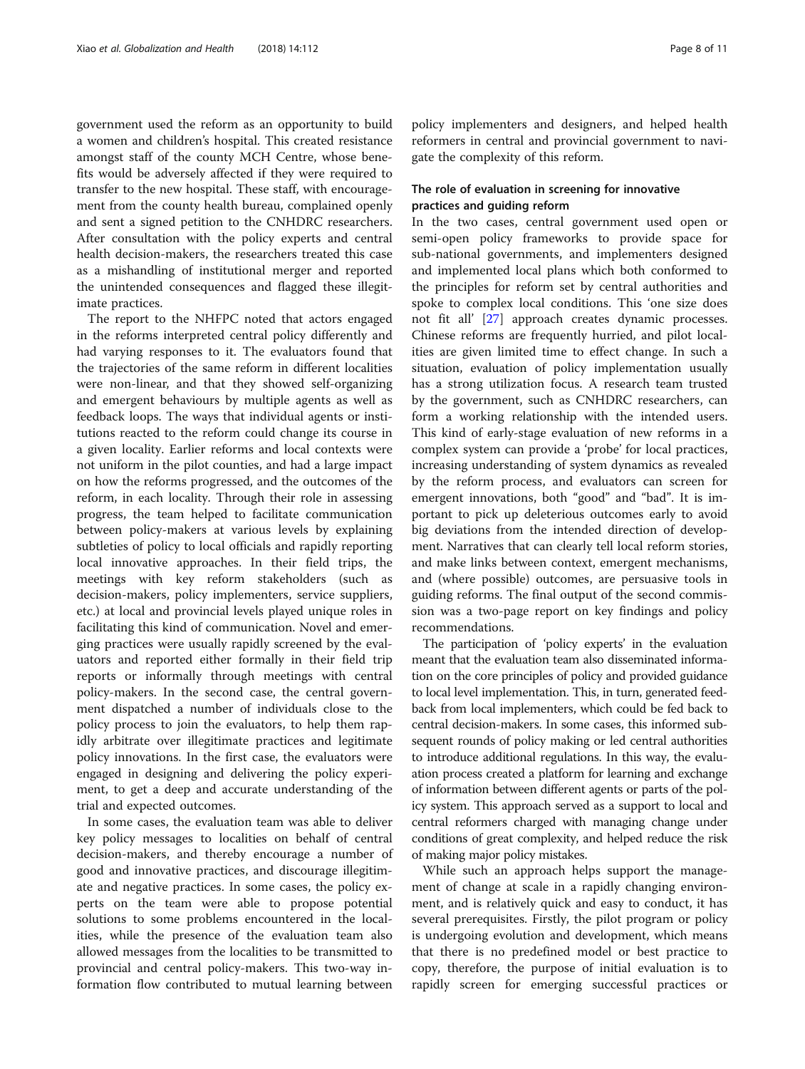government used the reform as an opportunity to build a women and children's hospital. This created resistance amongst staff of the county MCH Centre, whose benefits would be adversely affected if they were required to transfer to the new hospital. These staff, with encouragement from the county health bureau, complained openly and sent a signed petition to the CNHDRC researchers. After consultation with the policy experts and central health decision-makers, the researchers treated this case as a mishandling of institutional merger and reported the unintended consequences and flagged these illegitimate practices.

The report to the NHFPC noted that actors engaged in the reforms interpreted central policy differently and had varying responses to it. The evaluators found that the trajectories of the same reform in different localities were non-linear, and that they showed self-organizing and emergent behaviours by multiple agents as well as feedback loops. The ways that individual agents or institutions reacted to the reform could change its course in a given locality. Earlier reforms and local contexts were not uniform in the pilot counties, and had a large impact on how the reforms progressed, and the outcomes of the reform, in each locality. Through their role in assessing progress, the team helped to facilitate communication between policy-makers at various levels by explaining subtleties of policy to local officials and rapidly reporting local innovative approaches. In their field trips, the meetings with key reform stakeholders (such as decision-makers, policy implementers, service suppliers, etc.) at local and provincial levels played unique roles in facilitating this kind of communication. Novel and emerging practices were usually rapidly screened by the evaluators and reported either formally in their field trip reports or informally through meetings with central policy-makers. In the second case, the central government dispatched a number of individuals close to the policy process to join the evaluators, to help them rapidly arbitrate over illegitimate practices and legitimate policy innovations. In the first case, the evaluators were engaged in designing and delivering the policy experiment, to get a deep and accurate understanding of the trial and expected outcomes.

In some cases, the evaluation team was able to deliver key policy messages to localities on behalf of central decision-makers, and thereby encourage a number of good and innovative practices, and discourage illegitimate and negative practices. In some cases, the policy experts on the team were able to propose potential solutions to some problems encountered in the localities, while the presence of the evaluation team also allowed messages from the localities to be transmitted to provincial and central policy-makers. This two-way information flow contributed to mutual learning between policy implementers and designers, and helped health reformers in central and provincial government to navigate the complexity of this reform.

### The role of evaluation in screening for innovative practices and guiding reform

In the two cases, central government used open or semi-open policy frameworks to provide space for sub-national governments, and implementers designed and implemented local plans which both conformed to the principles for reform set by central authorities and spoke to complex local conditions. This 'one size does not fit all' [27] approach creates dynamic processes. Chinese reforms are frequently hurried, and pilot localities are given limited time to effect change. In such a situation, evaluation of policy implementation usually has a strong utilization focus. A research team trusted by the government, such as CNHDRC researchers, can form a working relationship with the intended users. This kind of early-stage evaluation of new reforms in a complex system can provide a 'probe' for local practices, increasing understanding of system dynamics as revealed by the reform process, and evaluators can screen for emergent innovations, both "good" and "bad". It is important to pick up deleterious outcomes early to avoid big deviations from the intended direction of development. Narratives that can clearly tell local reform stories, and make links between context, emergent mechanisms, and (where possible) outcomes, are persuasive tools in guiding reforms. The final output of the second commission was a two-page report on key findings and policy recommendations.

The participation of 'policy experts' in the evaluation meant that the evaluation team also disseminated information on the core principles of policy and provided guidance to local level implementation. This, in turn, generated feedback from local implementers, which could be fed back to central decision-makers. In some cases, this informed subsequent rounds of policy making or led central authorities to introduce additional regulations. In this way, the evaluation process created a platform for learning and exchange of information between different agents or parts of the policy system. This approach served as a support to local and central reformers charged with managing change under conditions of great complexity, and helped reduce the risk of making major policy mistakes.

While such an approach helps support the management of change at scale in a rapidly changing environment, and is relatively quick and easy to conduct, it has several prerequisites. Firstly, the pilot program or policy is undergoing evolution and development, which means that there is no predefined model or best practice to copy, therefore, the purpose of initial evaluation is to rapidly screen for emerging successful practices or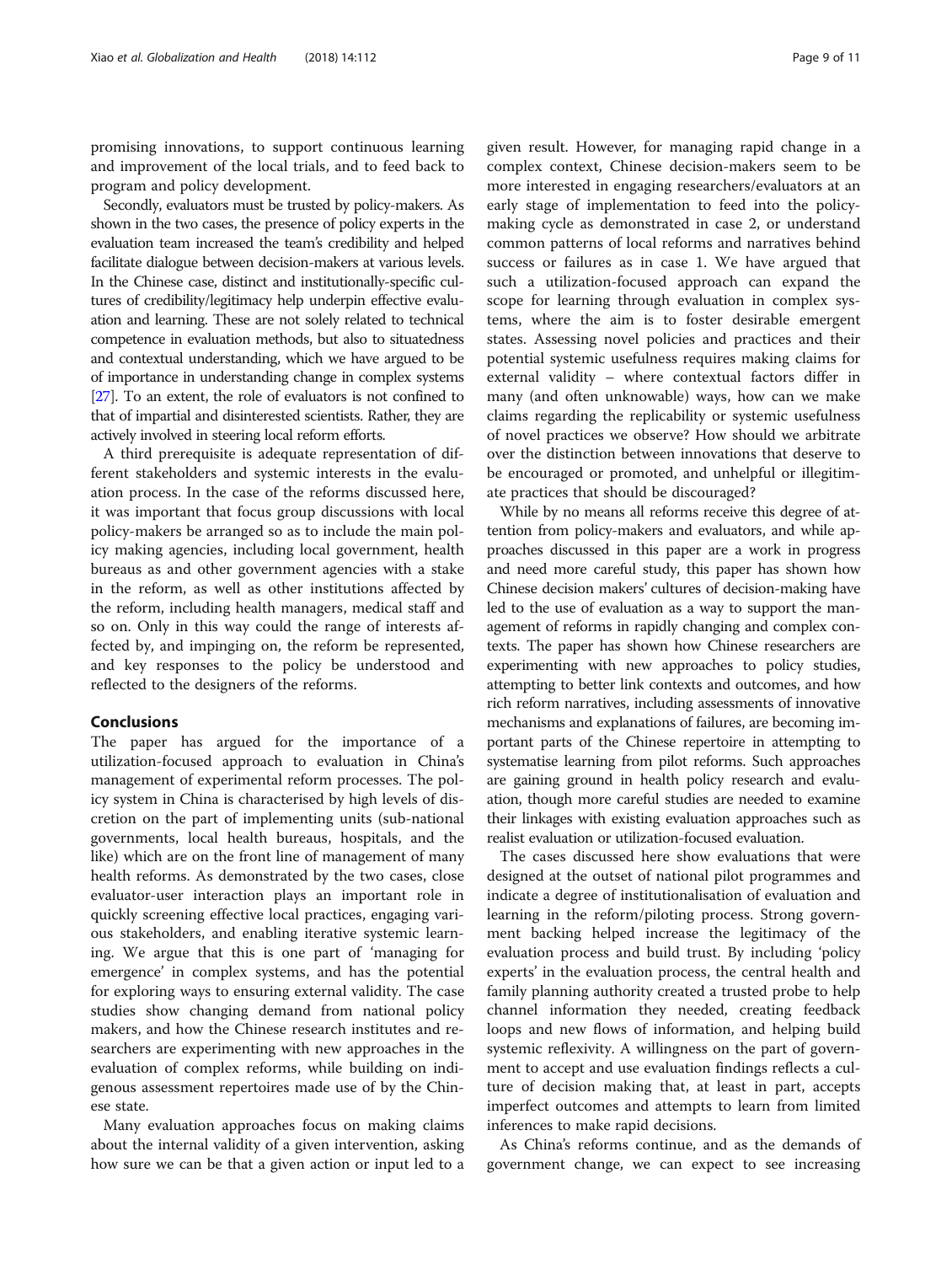promising innovations, to support continuous learning and improvement of the local trials, and to feed back to program and policy development.

Secondly, evaluators must be trusted by policy-makers. As shown in the two cases, the presence of policy experts in the evaluation team increased the team's credibility and helped facilitate dialogue between decision-makers at various levels. In the Chinese case, distinct and institutionally-specific cultures of credibility/legitimacy help underpin effective evaluation and learning. These are not solely related to technical competence in evaluation methods, but also to situatedness and contextual understanding, which we have argued to be of importance in understanding change in complex systems [27]. To an extent, the role of evaluators is not confined to that of impartial and disinterested scientists. Rather, they are actively involved in steering local reform efforts.

A third prerequisite is adequate representation of different stakeholders and systemic interests in the evaluation process. In the case of the reforms discussed here, it was important that focus group discussions with local policy-makers be arranged so as to include the main policy making agencies, including local government, health bureaus as and other government agencies with a stake in the reform, as well as other institutions affected by the reform, including health managers, medical staff and so on. Only in this way could the range of interests affected by, and impinging on, the reform be represented, and key responses to the policy be understood and reflected to the designers of the reforms.

## Conclusions

The paper has argued for the importance of a utilization-focused approach to evaluation in China's management of experimental reform processes. The policy system in China is characterised by high levels of discretion on the part of implementing units (sub-national governments, local health bureaus, hospitals, and the like) which are on the front line of management of many health reforms. As demonstrated by the two cases, close evaluator-user interaction plays an important role in quickly screening effective local practices, engaging various stakeholders, and enabling iterative systemic learning. We argue that this is one part of 'managing for emergence' in complex systems, and has the potential for exploring ways to ensuring external validity. The case studies show changing demand from national policy makers, and how the Chinese research institutes and researchers are experimenting with new approaches in the evaluation of complex reforms, while building on indigenous assessment repertoires made use of by the Chinese state.

Many evaluation approaches focus on making claims about the internal validity of a given intervention, asking how sure we can be that a given action or input led to a given result. However, for managing rapid change in a complex context, Chinese decision-makers seem to be more interested in engaging researchers/evaluators at an early stage of implementation to feed into the policy-making cycle as demonstrated in case 2, or understand common patterns of local reforms and narratives behind success or failures as in case 1. We have argued that such a utilization-focused approach can expand the scope for learning through evaluation in complex systems, where the aim is to foster desirable emergent states. Assessing novel policies and practices and their potential systemic usefulness requires making claims for external validity – where contextual factors differ in many (and often unknowable) ways, how can we make claims regarding the replicability or systemic usefulness of novel practices we observe? How should we arbitrate over the distinction between innovations that deserve to be encouraged or promoted, and unhelpful or illegitimate practices that should be discouraged?

While by no means all reforms receive this degree of attention from policy-makers and evaluators, and while approaches discussed in this paper are a work in progress and need more careful study, this paper has shown how Chinese decision makers' cultures of decision-making have led to the use of evaluation as a way to support the management of reforms in rapidly changing and complex contexts. The paper has shown how Chinese researchers are experimenting with new approaches to policy studies, attempting to better link contexts and outcomes, and how rich reform narratives, including assessments of innovative mechanisms and explanations of failures, are becoming important parts of the Chinese repertoire in attempting to systematise learning from pilot reforms. Such approaches are gaining ground in health policy research and evaluation, though more careful studies are needed to examine their linkages with existing evaluation approaches such as realist evaluation or utilization-focused evaluation.

The cases discussed here show evaluations that were designed at the outset of national pilot programmes and indicate a degree of institutionalisation of evaluation and learning in the reform/piloting process. Strong government backing helped increase the legitimacy of the evaluation process and build trust. By including 'policy experts' in the evaluation process, the central health and family planning authority created a trusted probe to help channel information they needed, creating feedback loops and new flows of information, and helping build systemic reflexivity. A willingness on the part of government to accept and use evaluation findings reflects a culture of decision making that, at least in part, accepts imperfect outcomes and attempts to learn from limited inferences to make rapid decisions.

As China's reforms continue, and as the demands of government change, we can expect to see increasing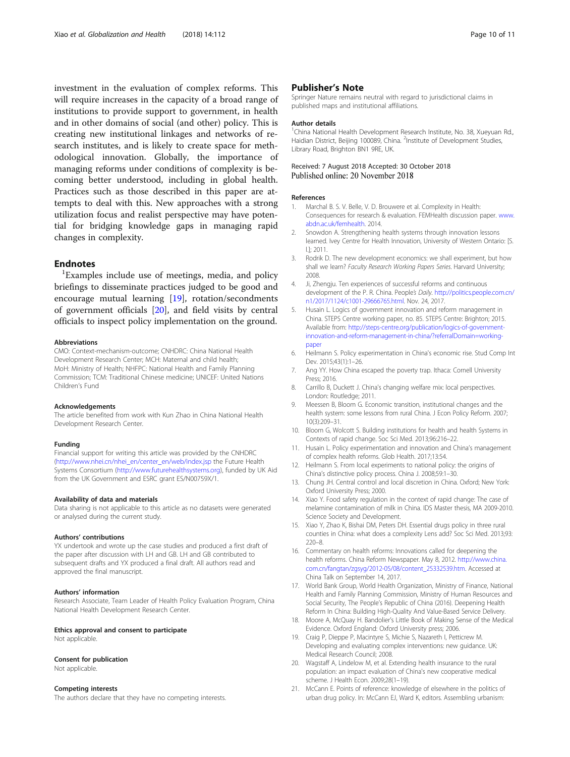investment in the evaluation of complex reforms. This will require increases in the capacity of a broad range of institutions to provide support to government, in health and in other domains of social (and other) policy. This is creating new institutional linkages and networks of research institutes, and is likely to create space for methodological innovation. Globally, the importance of managing reforms under conditions of complexity is becoming better understood, including in global health. Practices such as those described in this paper are attempts to deal with this. New approaches with a strong utilization focus and realist perspective may have potential for bridging knowledge gaps in managing rapid changes in complexity.

## Endnotes

[1]Examples include use of meetings, media, and policy briefings to disseminate practices judged to be good and encourage mutual learning [19], rotation/secondments of government officials [20], and field visits by central officials to inspect policy implementation on the ground.

#### Abbreviations

CMO: Context-mechanism-outcome; CNHDRC: China National Health Development Research Center; MCH: Maternal and child health; MoH: Ministry of Health; NHFPC: National Health and Family Planning Commission; TCM: Traditional Chinese medicine; UNICEF: United Nations Children's Fund

#### Acknowledgements

The article benefited from work with Kun Zhao in China National Health Development Research Center.

#### Funding

Financial support for writing this article was provided by the CNHDRC (http://www.nhei.cn/nhei_en/center_en/web/index.jsp the Future Health Systems Consortium (http://www.futurehealthsystems.org), funded by UK Aid from the UK Government and ESRC grant ES/N00759X/1.

#### Availability of data and materials

Data sharing is not applicable to this article as no datasets were generated or analysed during the current study.

#### Authors' contributions

YX undertook and wrote up the case studies and produced a first draft of the paper after discussion with LH and GB. LH and GB contributed to subsequent drafts and YX produced a final draft. All authors read and approved the final manuscript.

#### Authors' information

Research Associate, Team Leader of Health Policy Evaluation Program, China National Health Development Research Center.

#### Ethics approval and consent to participate

Not applicable.

#### Consent for publication

Not applicable.

#### Competing interests

The authors declare that they have no competing interests.

## Publisher's Note

Springer Nature remains neutral with regard to jurisdictional claims in published maps and institutional affiliations.

#### Author details

[1]China National Health Development Research Institute, No. 38, Xueyuan Rd., Haidian District, Beijing 100089, China. [2]Institute of Development Studies, Library Road, Brighton BN1 9RE, UK.

Received: 7 August 2018 Accepted: 30 October 2018
Published online: 20 November 2018

#### References

1. Marchal B. S. V. Belle, V. D. Brouwere et al. Complexity in Health: Consequences for research & evaluation. FEMHealth discussion paper. www.abdn.ac.uk/femhealth. 2014.
2. Snowdon A. Strengthening health systems through innovation lessons learned. Ivey Centre for Health Innovation, University of Western Ontario: [S. l.]; 2011.
3. Rodrik D. The new development economics: we shall experiment, but how shall we learn? *Faculty Research Working Papers Series*. Harvard University; 2008.
4. Ji, Zhengju. Ten experiences of successful reforms and continuous development of the P. R. China. People*'s Daily*. http://politics.people.com.cn/n1/2017/1124/c1001-29666765.html. Nov. 24, 2017.
5. Husain L. Logics of government innovation and reform management in China. STEPS Centre working paper, no. 85. STEPS Centre: Brighton; 2015. Available from: http://steps-centre.org/publication/logics-of-government-innovation-and-reform-management-in-china/?referralDomain=working-paper
6. Heilmann S. Policy experimentation in China's economic rise. Stud Comp Int Dev. 2015;43(1):1–26.
7. Ang YY. How China escaped the poverty trap. Ithaca: Cornell University Press; 2016.
8. Carrillo B, Duckett J. China's changing welfare mix: local perspectives. London: Routledge; 2011.
9. Meessen B, Bloom G. Economic transition, institutional changes and the health system: some lessons from rural China. J Econ Policy Reform. 2007; 10(3):209–31.
10. Bloom G, Wolcott S. Building institutions for health and health Systems in Contexts of rapid change. Soc Sci Med. 2013;96:216–22.
11. Husain L. Policy experimentation and innovation and China's management of complex health reforms. Glob Health. 2017;13:54.
12. Heilmann S. From local experiments to national policy: the origins of China's distinctive policy process. China J. 2008;59:1–30.
13. Chung JH. Central control and local discretion in China. Oxford; New York: Oxford University Press; 2000.
14. Xiao Y. Food safety regulation in the context of rapid change: The case of melamine contamination of milk in China. IDS Master thesis, MA 2009-2010. Science Society and Development.
15. Xiao Y, Zhao K, Bishai DM, Peters DH. Essential drugs policy in three rural counties in China: what does a complexity Lens add? Soc Sci Med. 2013;93: 220–8.
16. Commentary on health reforms: Innovations called for deepening the health reforms. China Reform Newspaper. May 8, 2012. http://www.china.com.cn/fangtan/zgsyg/2012-05/08/content_25332539.htm. Accessed at China Talk on September 14, 2017.
17. World Bank Group, World Health Organization, Ministry of Finance, National Health and Family Planning Commission, Ministry of Human Resources and Social Security, The People's Republic of China (2016). Deepening Health Reform In China: Building High-Quality And Value-Based Service Delivery.
18. Moore A, McQuay H. Bandolier's Little Book of Making Sense of the Medical Evidence. Oxford England: Oxford University press; 2006.
19. Craig P, Dieppe P, Macintyre S, Michie S, Nazareth I, Petticrew M. Developing and evaluating complex interventions: new guidance. UK: Medical Research Council; 2008.
20. Wagstaff A, Lindelow M, et al. Extending health insurance to the rural population: an impact evaluation of China's new cooperative medical scheme. J Health Econ. 2009;28(1–19).
21. McCann E. Points of reference: knowledge of elsewhere in the politics of urban drug policy. In: McCann EJ, Ward K, editors. Assembling urbanism: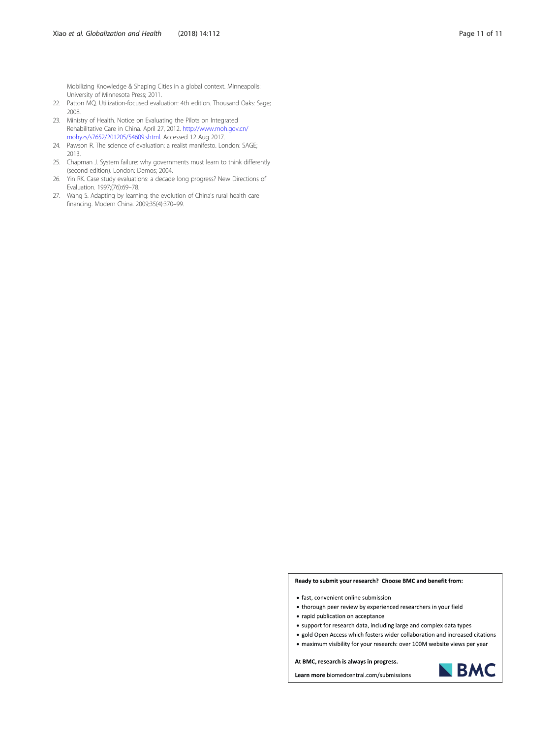Mobilizing Knowledge & Shaping Cities in a global context. Minneapolis: University of Minnesota Press; 2011.

22. Patton MQ. Utilization-focused evaluation: 4th edition. Thousand Oaks: Sage; 2008.
23. Ministry of Health. Notice on Evaluating the Pilots on Integrated Rehabilitative Care in China. April 27, 2012. http://www.moh.gov.cn/mohyzs/s7652/201205/54609.shtml. Accessed 12 Aug 2017.
24. Pawson R. The science of evaluation: a realist manifesto. London: SAGE; 2013.
25. Chapman J. System failure: why governments must learn to think differently (second edition). London: Demos; 2004.
26. Yin RK. Case study evaluations: a decade long progress? New Directions of Evaluation. 1997;(76):69–78.
27. Wang S. Adapting by learning: the evolution of China's rural health care financing. Modern China. 2009;35(4):370–99.

**Ready to submit your research? Choose BMC and benefit from:**

- fast, convenient online submission
- thorough peer review by experienced researchers in your field
- rapid publication on acceptance
- support for research data, including large and complex data types
- gold Open Access which fosters wider collaboration and increased citations
- maximum visibility for your research: over 100M website views per year

**At BMC, research is always in progress.**

**Learn more** biomedcentral.com/submissions

BMC